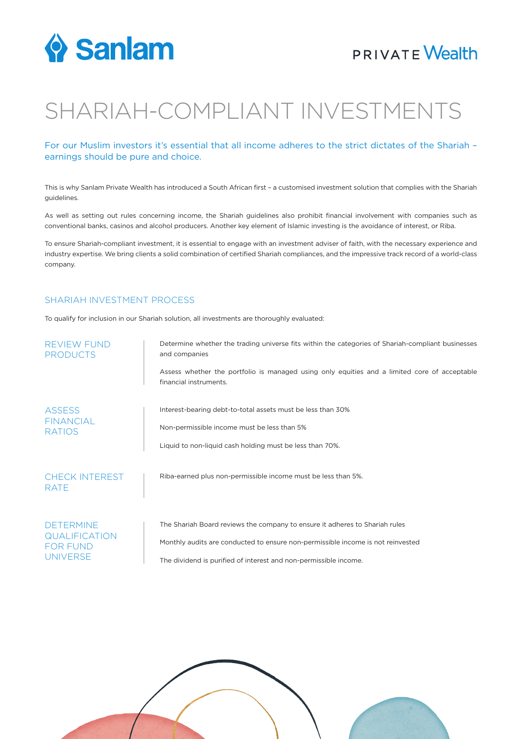Sanlam

PRIVATE Wealth

# SHARIAH-COMPLIANT INVESTMENTS

For our Muslim investors it's essential that all income adheres to the strict dictates of the Shariah – earnings should be pure and choice.

This is why Sanlam Private Wealth has introduced a South African first – a customised investment solution that complies with the Shariah guidelines.

As well as setting out rules concerning income, the Shariah guidelines also prohibit financial involvement with companies such as conventional banks, casinos and alcohol producers. Another key element of Islamic investing is the avoidance of interest, or Riba.

To ensure Shariah-compliant investment, it is essential to engage with an investment adviser of faith, with the necessary experience and industry expertise. We bring clients a solid combination of certified Shariah compliances, and the impressive track record of a world-class company.

## SHARIAH INVESTMENT PROCESS

To qualify for inclusion in our Shariah solution, all investments are thoroughly evaluated:

### REVIEW FUND PRODUCTS

Determine whether the trading universe fits within the categories of Shariah-compliant businesses and companies

Assess whether the portfolio is managed using only equities and a limited core of acceptable financial instruments.

### ASSESS FINANCIAL RATIOS

Interest-bearing debt-to-total assets must be less than 30%

Non-permissible income must be less than 5%

Liquid to non-liquid cash holding must be less than 70%.

### CHECK INTEREST RATE

Riba-earned plus non-permissible income must be less than 5%.

### DETERMINE QUALIFICATION FOR FUND UNIVERSE

The Shariah Board reviews the company to ensure it adheres to Shariah rules

Monthly audits are conducted to ensure non-permissible income is not reinvested

The dividend is purified of interest and non-permissible income.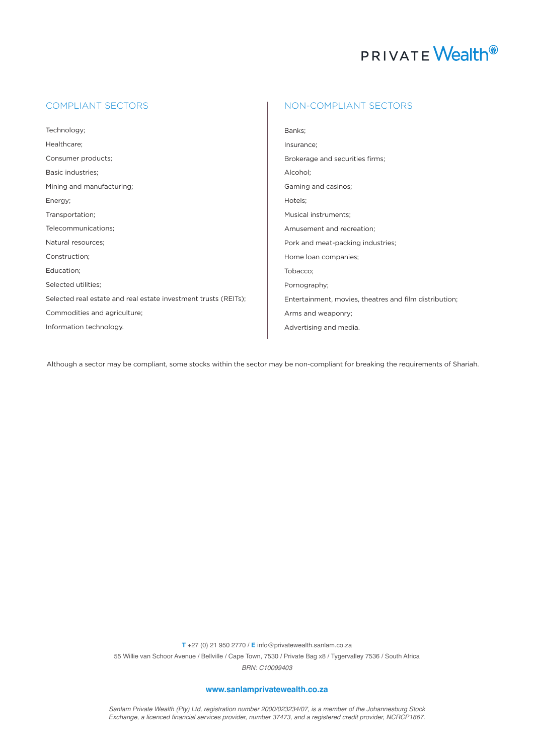## COMPLIANT SECTORS

Technology;

Healthcare;

Consumer products;

Basic industries;

Mining and manufacturing;

Energy;

Transportation;

Telecommunications;

Natural resources;

Construction;

Education;

Selected utilities;

Selected real estate and real estate investment trusts (REITs);

Commodities and agriculture;

Information technology.

## NON-COMPLIANT SECTORS

Banks;

Insurance;

Brokerage and securities firms;

Alcohol;

Gaming and casinos;

Hotels;

Musical instruments;

Amusement and recreation;

Pork and meat-packing industries;

Home loan companies;

Tobacco;

Pornography;

Entertainment, movies, theatres and film distribution;

Arms and weaponry;

Advertising and media.

Although a sector may be compliant, some stocks within the sector may be non-compliant for breaking the requirements of Shariah.

**T** +27 (0) 21 950 2770 / **E** info@privatewealth.sanlam.co.za

55 Willie van Schoor Avenue / Bellville / Cape Town, 7530 / Private Bag x8 / Tygervalley 7536 / South Africa

*BRN: C10099403*

**www.sanlamprivatewealth.co.za**

*Sanlam Private Wealth (Pty) Ltd, registration number 2000/023234/07, is a member of the Johannesburg Stock Exchange, a licenced financial services provider, number 37473, and a registered credit provider, NCRCP1867.*